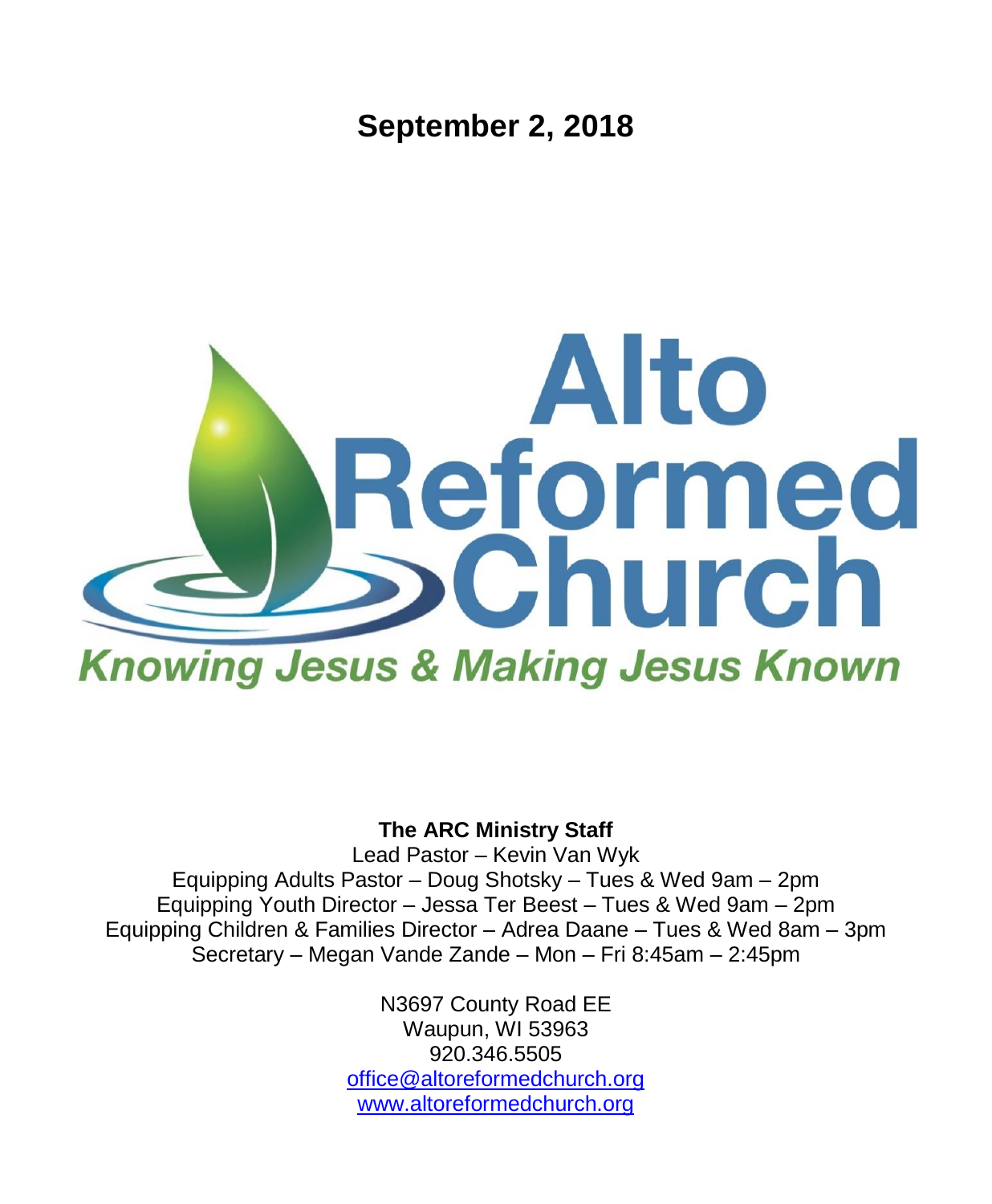# September 2, 2018

# Alto Reformed Church

*Knowing Jesus & Making Jesus Known*

**The ARC Ministry Staff**

Lead Pastor – Kevin Van Wyk
Equipping Adults Pastor – Doug Shotsky – Tues & Wed 9am – 2pm
Equipping Youth Director – Jessa Ter Beest – Tues & Wed 9am – 2pm
Equipping Children & Families Director – Adrea Daane – Tues & Wed 8am – 3pm
Secretary – Megan Vande Zande – Mon – Fri 8:45am – 2:45pm

N3697 County Road EE
Waupun, WI 53963
920.346.5505
office@altoreformedchurch.org
www.altoreformedchurch.org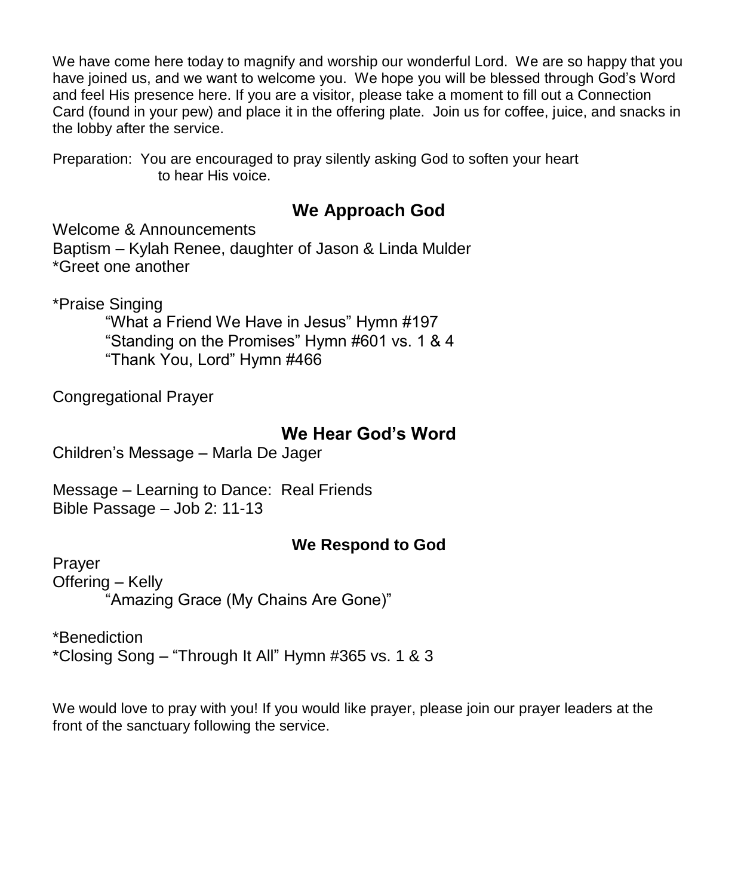We have come here today to magnify and worship our wonderful Lord. We are so happy that you have joined us, and we want to welcome you. We hope you will be blessed through God's Word and feel His presence here. If you are a visitor, please take a moment to fill out a Connection Card (found in your pew) and place it in the offering plate. Join us for coffee, juice, and snacks in the lobby after the service.

Preparation: You are encouraged to pray silently asking God to soften your heart to hear His voice.

## We Approach God

Welcome & Announcements
Baptism – Kylah Renee, daughter of Jason & Linda Mulder
*Greet one another

*Praise Singing
"What a Friend We Have in Jesus" Hymn #197
"Standing on the Promises" Hymn #601 vs. 1 & 4
"Thank You, Lord" Hymn #466

Congregational Prayer

## We Hear God's Word

Children's Message – Marla De Jager

Message – Learning to Dance: Real Friends
Bible Passage – Job 2: 11-13

### We Respond to God

Prayer
Offering – Kelly
"Amazing Grace (My Chains Are Gone)"

*Benediction
*Closing Song – "Through It All" Hymn #365 vs. 1 & 3

We would love to pray with you! If you would like prayer, please join our prayer leaders at the front of the sanctuary following the service.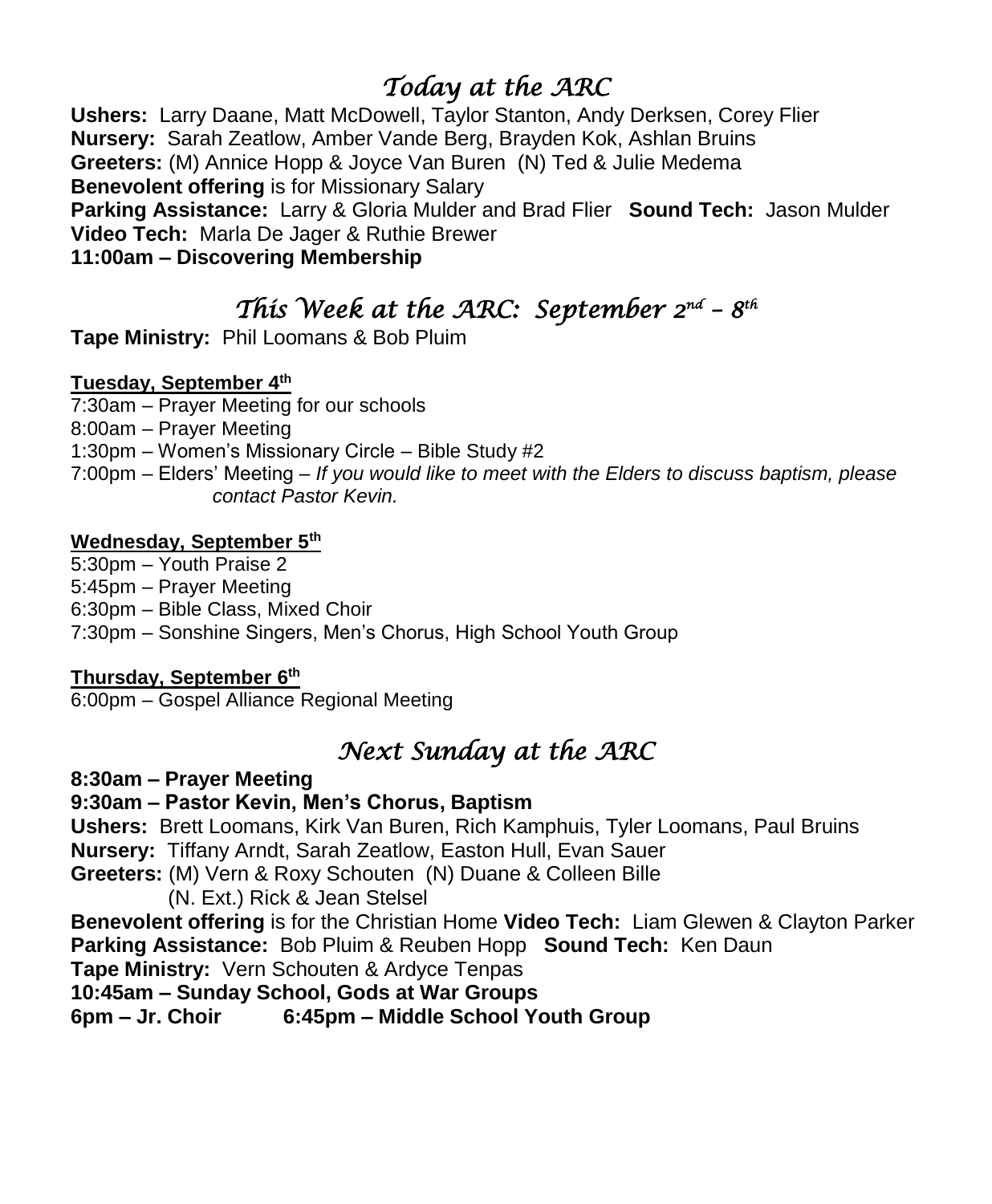# *Today at the ARC*

**Ushers:** Larry Daane, Matt McDowell, Taylor Stanton, Andy Derksen, Corey Flier
**Nursery:** Sarah Zeatlow, Amber Vande Berg, Brayden Kok, Ashlan Bruins
**Greeters:** (M) Annice Hopp & Joyce Van Buren (N) Ted & Julie Medema
**Benevolent offering** is for Missionary Salary
**Parking Assistance:** Larry & Gloria Mulder and Brad Flier **Sound Tech:** Jason Mulder
**Video Tech:** Marla De Jager & Ruthie Brewer
**11:00am – Discovering Membership**

# *This Week at the ARC: September 2nd – 8th*

**Tape Ministry:** Phil Loomans & Bob Pluim

**Tuesday, September 4th**

7:30am – Prayer Meeting for our schools
8:00am – Prayer Meeting
1:30pm – Women's Missionary Circle – Bible Study #2
7:00pm – Elders' Meeting – *If you would like to meet with the Elders to discuss baptism, please contact Pastor Kevin.*

**Wednesday, September 5th**

5:30pm – Youth Praise 2
5:45pm – Prayer Meeting
6:30pm – Bible Class, Mixed Choir
7:30pm – Sonshine Singers, Men's Chorus, High School Youth Group

**Thursday, September 6th**

6:00pm – Gospel Alliance Regional Meeting

# *Next Sunday at the ARC*

**8:30am – Prayer Meeting**
**9:30am – Pastor Kevin, Men's Chorus, Baptism**
**Ushers:** Brett Loomans, Kirk Van Buren, Rich Kamphuis, Tyler Loomans, Paul Bruins
**Nursery:** Tiffany Arndt, Sarah Zeatlow, Easton Hull, Evan Sauer
**Greeters:** (M) Vern & Roxy Schouten (N) Duane & Colleen Bille
(N. Ext.) Rick & Jean Stelsel
**Benevolent offering** is for the Christian Home **Video Tech:** Liam Glewen & Clayton Parker
**Parking Assistance:** Bob Pluim & Reuben Hopp **Sound Tech:** Ken Daun
**Tape Ministry:** Vern Schouten & Ardyce Tenpas
**10:45am – Sunday School, Gods at War Groups**
**6pm – Jr. Choir 6:45pm – Middle School Youth Group**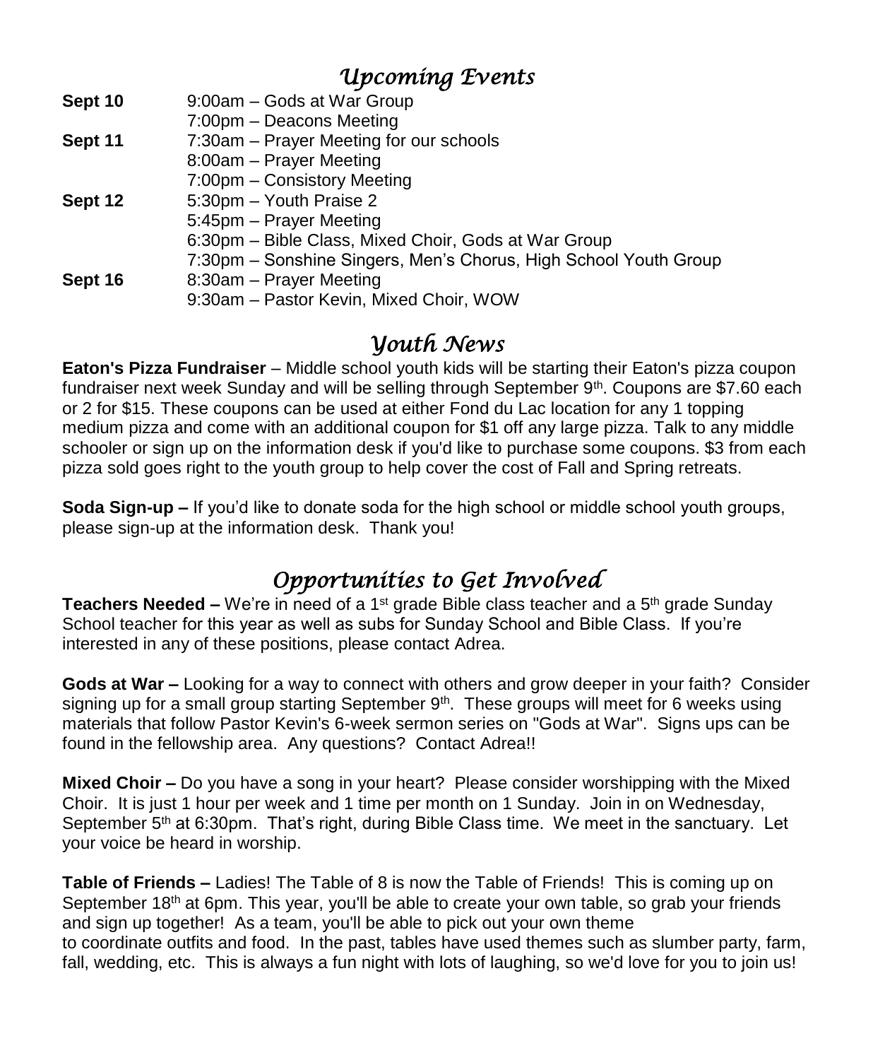## *Upcoming Events*

| | |
|---|---|
| **Sept 10** | 9:00am – Gods at War Group |
| | 7:00pm – Deacons Meeting |
| **Sept 11** | 7:30am – Prayer Meeting for our schools |
| | 8:00am – Prayer Meeting |
| | 7:00pm – Consistory Meeting |
| **Sept 12** | 5:30pm – Youth Praise 2 |
| | 5:45pm – Prayer Meeting |
| | 6:30pm – Bible Class, Mixed Choir, Gods at War Group |
| | 7:30pm – Sonshine Singers, Men's Chorus, High School Youth Group |
| **Sept 16** | 8:30am – Prayer Meeting |
| | 9:30am – Pastor Kevin, Mixed Choir, WOW |

## *Youth News*

**Eaton's Pizza Fundraiser** – Middle school youth kids will be starting their Eaton's pizza coupon fundraiser next week Sunday and will be selling through September 9th. Coupons are $7.60 each or 2 for $15. These coupons can be used at either Fond du Lac location for any 1 topping medium pizza and come with an additional coupon for $1 off any large pizza. Talk to any middle schooler or sign up on the information desk if you'd like to purchase some coupons. $3 from each pizza sold goes right to the youth group to help cover the cost of Fall and Spring retreats.

**Soda Sign-up –** If you'd like to donate soda for the high school or middle school youth groups, please sign-up at the information desk. Thank you!

## *Opportunities to Get Involved*

**Teachers Needed –** We're in need of a 1st grade Bible class teacher and a 5th grade Sunday School teacher for this year as well as subs for Sunday School and Bible Class. If you're interested in any of these positions, please contact Adrea.

**Gods at War –** Looking for a way to connect with others and grow deeper in your faith? Consider signing up for a small group starting September 9th. These groups will meet for 6 weeks using materials that follow Pastor Kevin's 6-week sermon series on "Gods at War". Signs ups can be found in the fellowship area. Any questions? Contact Adrea!!

**Mixed Choir –** Do you have a song in your heart? Please consider worshipping with the Mixed Choir. It is just 1 hour per week and 1 time per month on 1 Sunday. Join in on Wednesday, September 5th at 6:30pm. That's right, during Bible Class time. We meet in the sanctuary. Let your voice be heard in worship.

**Table of Friends –** Ladies! The Table of 8 is now the Table of Friends! This is coming up on September 18th at 6pm. This year, you'll be able to create your own table, so grab your friends and sign up together! As a team, you'll be able to pick out your own theme to coordinate outfits and food. In the past, tables have used themes such as slumber party, farm, fall, wedding, etc. This is always a fun night with lots of laughing, so we'd love for you to join us!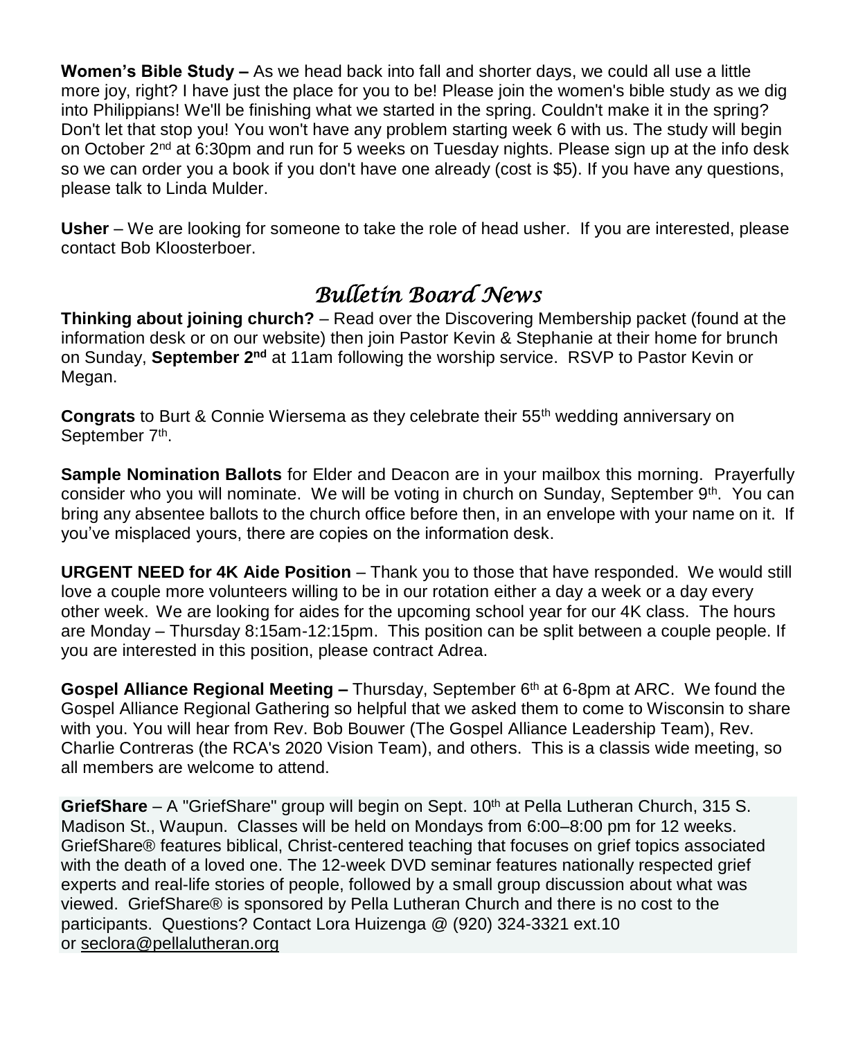**Women's Bible Study –** As we head back into fall and shorter days, we could all use a little more joy, right? I have just the place for you to be! Please join the women's bible study as we dig into Philippians! We'll be finishing what we started in the spring. Couldn't make it in the spring? Don't let that stop you! You won't have any problem starting week 6 with us. The study will begin on October 2nd at 6:30pm and run for 5 weeks on Tuesday nights. Please sign up at the info desk so we can order you a book if you don't have one already (cost is $5). If you have any questions, please talk to Linda Mulder.

**Usher** – We are looking for someone to take the role of head usher. If you are interested, please contact Bob Kloosterboer.

## *Bulletin Board News*

**Thinking about joining church?** – Read over the Discovering Membership packet (found at the information desk or on our website) then join Pastor Kevin & Stephanie at their home for brunch on Sunday, **September 2nd** at 11am following the worship service. RSVP to Pastor Kevin or Megan.

**Congrats** to Burt & Connie Wiersema as they celebrate their 55th wedding anniversary on September 7th.

**Sample Nomination Ballots** for Elder and Deacon are in your mailbox this morning. Prayerfully consider who you will nominate. We will be voting in church on Sunday, September 9th. You can bring any absentee ballots to the church office before then, in an envelope with your name on it. If you've misplaced yours, there are copies on the information desk.

**URGENT NEED for 4K Aide Position** – Thank you to those that have responded. We would still love a couple more volunteers willing to be in our rotation either a day a week or a day every other week. We are looking for aides for the upcoming school year for our 4K class. The hours are Monday – Thursday 8:15am-12:15pm. This position can be split between a couple people. If you are interested in this position, please contract Adrea.

**Gospel Alliance Regional Meeting –** Thursday, September 6th at 6-8pm at ARC. We found the Gospel Alliance Regional Gathering so helpful that we asked them to come to Wisconsin to share with you. You will hear from Rev. Bob Bouwer (The Gospel Alliance Leadership Team), Rev. Charlie Contreras (the RCA's 2020 Vision Team), and others. This is a classis wide meeting, so all members are welcome to attend.

**GriefShare** – A "GriefShare" group will begin on Sept. 10th at Pella Lutheran Church, 315 S. Madison St., Waupun. Classes will be held on Mondays from 6:00–8:00 pm for 12 weeks. GriefShare® features biblical, Christ-centered teaching that focuses on grief topics associated with the death of a loved one. The 12-week DVD seminar features nationally respected grief experts and real-life stories of people, followed by a small group discussion about what was viewed. GriefShare® is sponsored by Pella Lutheran Church and there is no cost to the participants. Questions? Contact Lora Huizenga @ (920) 324-3321 ext.10 or seclora@pellalutheran.org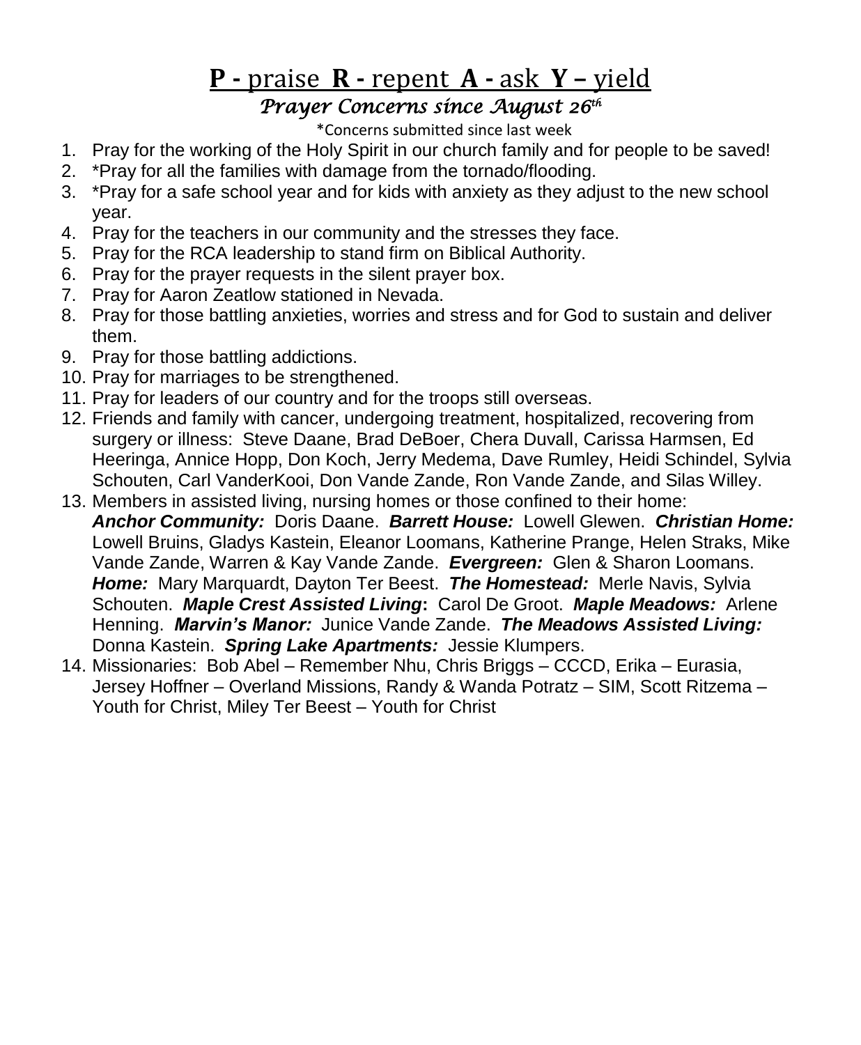# **P -** praise **R -** repent **A -** ask **Y –** yield

*Prayer Concerns since August 26th*

*Concerns submitted since last week

1. Pray for the working of the Holy Spirit in our church family and for people to be saved!
2. *Pray for all the families with damage from the tornado/flooding.
3. *Pray for a safe school year and for kids with anxiety as they adjust to the new school year.
4. Pray for the teachers in our community and the stresses they face.
5. Pray for the RCA leadership to stand firm on Biblical Authority.
6. Pray for the prayer requests in the silent prayer box.
7. Pray for Aaron Zeatlow stationed in Nevada.
8. Pray for those battling anxieties, worries and stress and for God to sustain and deliver them.
9. Pray for those battling addictions.
10. Pray for marriages to be strengthened.
11. Pray for leaders of our country and for the troops still overseas.
12. Friends and family with cancer, undergoing treatment, hospitalized, recovering from surgery or illness: Steve Daane, Brad DeBoer, Chera Duvall, Carissa Harmsen, Ed Heeringa, Annice Hopp, Don Koch, Jerry Medema, Dave Rumley, Heidi Schindel, Sylvia Schouten, Carl VanderKooi, Don Vande Zande, Ron Vande Zande, and Silas Willey.
13. Members in assisted living, nursing homes or those confined to their home: ***Anchor Community:*** Doris Daane. ***Barrett House:*** Lowell Glewen. ***Christian Home:*** Lowell Bruins, Gladys Kastein, Eleanor Loomans, Katherine Prange, Helen Straks, Mike Vande Zande, Warren & Kay Vande Zande. ***Evergreen:*** Glen & Sharon Loomans. ***Home:*** Mary Marquardt, Dayton Ter Beest. ***The Homestead:*** Merle Navis, Sylvia Schouten. ***Maple Crest Assisted Living*:** Carol De Groot. ***Maple Meadows:*** Arlene Henning. ***Marvin's Manor:*** Junice Vande Zande. ***The Meadows Assisted Living:*** Donna Kastein. ***Spring Lake Apartments:*** Jessie Klumpers.
14. Missionaries: Bob Abel – Remember Nhu, Chris Briggs – CCCD, Erika – Eurasia, Jersey Hoffner – Overland Missions, Randy & Wanda Potratz – SIM, Scott Ritzema – Youth for Christ, Miley Ter Beest – Youth for Christ